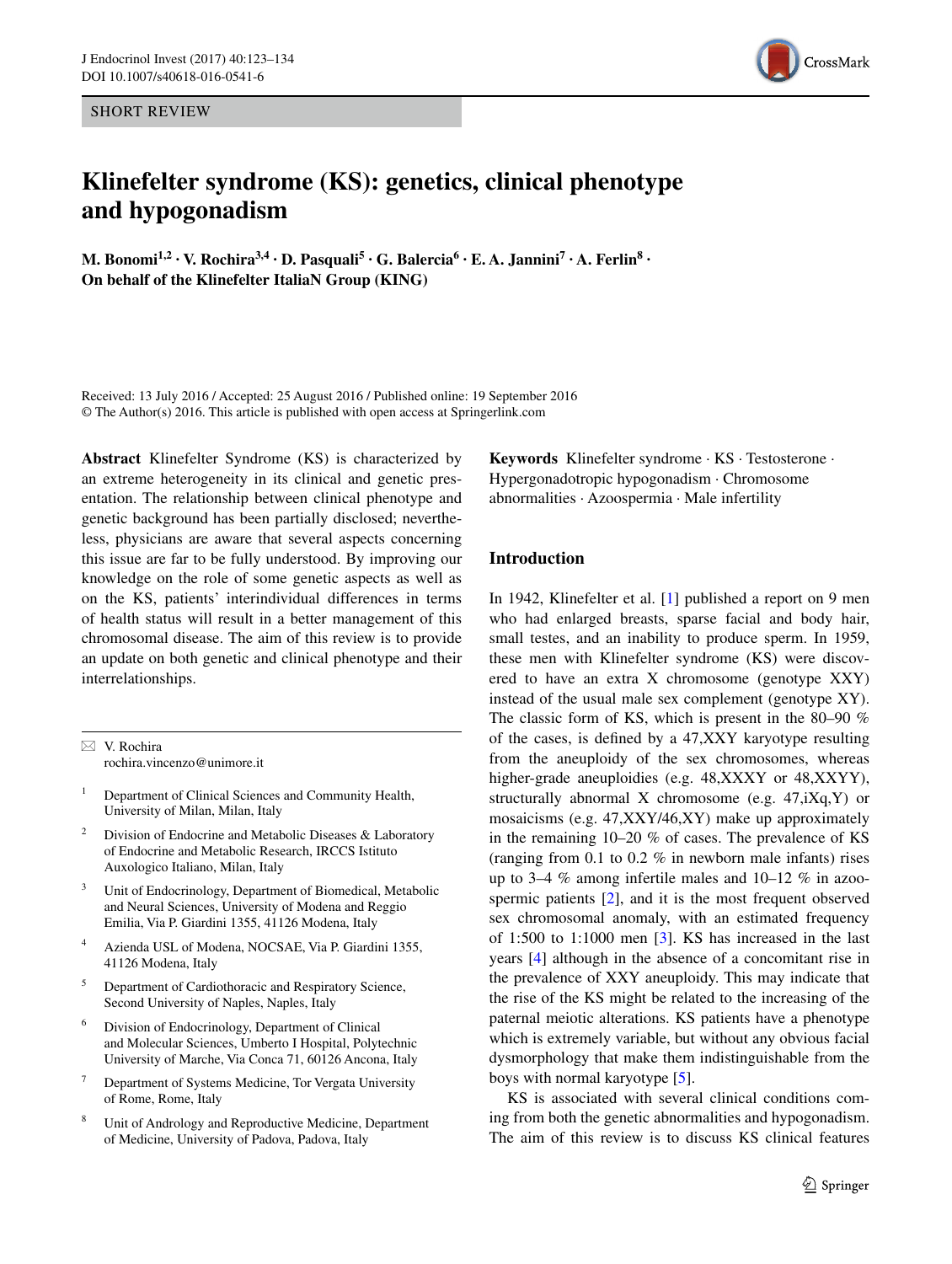SHORT REVIEW

# Klinefelter syndrome (KS): genetics, clinical phenotype and hypogonadism

**M. Bonomi[1,2] · V. Rochira[3,4] · D. Pasquali[5] · G. Balercia[6] · E. A. Jannini[7] · A. Ferlin[8] · On behalf of the Klinefelter ItaliaN Group (KING)**

Received: 13 July 2016 / Accepted: 25 August 2016 / Published online: 19 September 2016
© The Author(s) 2016. This article is published with open access at Springerlink.com

**Abstract** Klinefelter Syndrome (KS) is characterized by an extreme heterogeneity in its clinical and genetic presentation. The relationship between clinical phenotype and genetic background has been partially disclosed; nevertheless, physicians are aware that several aspects concerning this issue are far to be fully understood. By improving our knowledge on the role of some genetic aspects as well as on the KS, patients' interindividual differences in terms of health status will result in a better management of this chromosomal disease. The aim of this review is to provide an update on both genetic and clinical phenotype and their interrelationships.

**Keywords** Klinefelter syndrome · KS · Testosterone · Hypergonadotropic hypogonadism · Chromosome abnormalities · Azoospermia · Male infertility

✉ V. Rochira
rochira.vincenzo@unimore.it

1 Department of Clinical Sciences and Community Health, University of Milan, Milan, Italy

2 Division of Endocrine and Metabolic Diseases & Laboratory of Endocrine and Metabolic Research, IRCCS Istituto Auxologico Italiano, Milan, Italy

3 Unit of Endocrinology, Department of Biomedical, Metabolic and Neural Sciences, University of Modena and Reggio Emilia, Via P. Giardini 1355, 41126 Modena, Italy

4 Azienda USL of Modena, NOCSAE, Via P. Giardini 1355, 41126 Modena, Italy

5 Department of Cardiothoracic and Respiratory Science, Second University of Naples, Naples, Italy

6 Division of Endocrinology, Department of Clinical and Molecular Sciences, Umberto I Hospital, Polytechnic University of Marche, Via Conca 71, 60126 Ancona, Italy

7 Department of Systems Medicine, Tor Vergata University of Rome, Rome, Italy

8 Unit of Andrology and Reproductive Medicine, Department of Medicine, University of Padova, Padova, Italy

## Introduction

In 1942, Klinefelter et al. [1] published a report on 9 men who had enlarged breasts, sparse facial and body hair, small testes, and an inability to produce sperm. In 1959, these men with Klinefelter syndrome (KS) were discovered to have an extra X chromosome (genotype XXY) instead of the usual male sex complement (genotype XY). The classic form of KS, which is present in the 80–90 % of the cases, is defined by a 47,XXY karyotype resulting from the aneuploidy of the sex chromosomes, whereas higher-grade aneuploidies (e.g. 48,XXXY or 48,XXYY), structurally abnormal X chromosome (e.g. 47,iXq,Y) or mosaicisms (e.g. 47,XXY/46,XY) make up approximately in the remaining 10–20 % of cases. The prevalence of KS (ranging from 0.1 to 0.2 % in newborn male infants) rises up to 3–4 % among infertile males and 10–12 % in azoospermic patients [2], and it is the most frequent observed sex chromosomal anomaly, with an estimated frequency of 1:500 to 1:1000 men [3]. KS has increased in the last years [4] although in the absence of a concomitant rise in the prevalence of XXY aneuploidy. This may indicate that the rise of the KS might be related to the increasing of the paternal meiotic alterations. KS patients have a phenotype which is extremely variable, but without any obvious facial dysmorphology that make them indistinguishable from the boys with normal karyotype [5].

KS is associated with several clinical conditions coming from both the genetic abnormalities and hypogonadism. The aim of this review is to discuss KS clinical features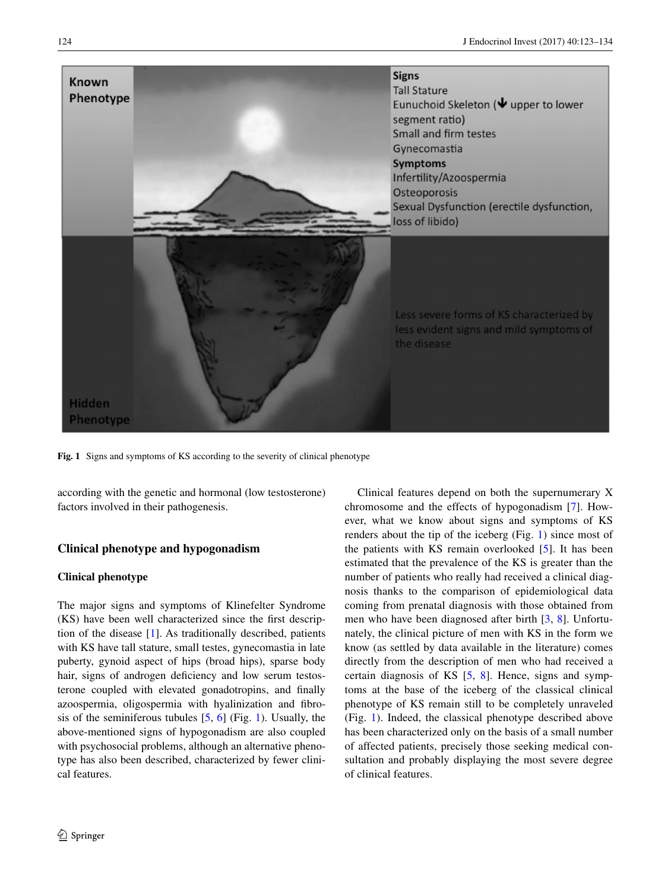Signs

Tall Stature

Eunuchoid Skeleton (↓ upper to lower segment ratio)

Small and firm testes

Gynecomastia

Symptoms

Infertility/Azoospermia

Osteoporosis

Sexual Dysfunction (erectile dysfunction, loss of libido)

Known Phenotype

Hidden Phenotype

Less severe forms of KS characterized by less evident signs and mild symptoms of the disease

**Fig. 1** Signs and symptoms of KS according to the severity of clinical phenotype

according with the genetic and hormonal (low testosterone) factors involved in their pathogenesis.

## Clinical phenotype and hypogonadism

### Clinical phenotype

The major signs and symptoms of Klinefelter Syndrome (KS) have been well characterized since the first description of the disease [1]. As traditionally described, patients with KS have tall stature, small testes, gynecomastia in late puberty, gynoid aspect of hips (broad hips), sparse body hair, signs of androgen deficiency and low serum testosterone coupled with elevated gonadotropins, and finally azoospermia, oligospermia with hyalinization and fibrosis of the seminiferous tubules [5, 6] (Fig. 1). Usually, the above-mentioned signs of hypogonadism are also coupled with psychosocial problems, although an alternative phenotype has also been described, characterized by fewer clinical features.

Clinical features depend on both the supernumerary X chromosome and the effects of hypogonadism [7]. However, what we know about signs and symptoms of KS renders about the tip of the iceberg (Fig. 1) since most of the patients with KS remain overlooked [5]. It has been estimated that the prevalence of the KS is greater than the number of patients who really had received a clinical diagnosis thanks to the comparison of epidemiological data coming from prenatal diagnosis with those obtained from men who have been diagnosed after birth [3, 8]. Unfortunately, the clinical picture of men with KS in the form we know (as settled by data available in the literature) comes directly from the description of men who had received a certain diagnosis of KS [5, 8]. Hence, signs and symptoms at the base of the iceberg of the classical clinical phenotype of KS remain still to be completely unraveled (Fig. 1). Indeed, the classical phenotype described above has been characterized only on the basis of a small number of affected patients, precisely those seeking medical consultation and probably displaying the most severe degree of clinical features.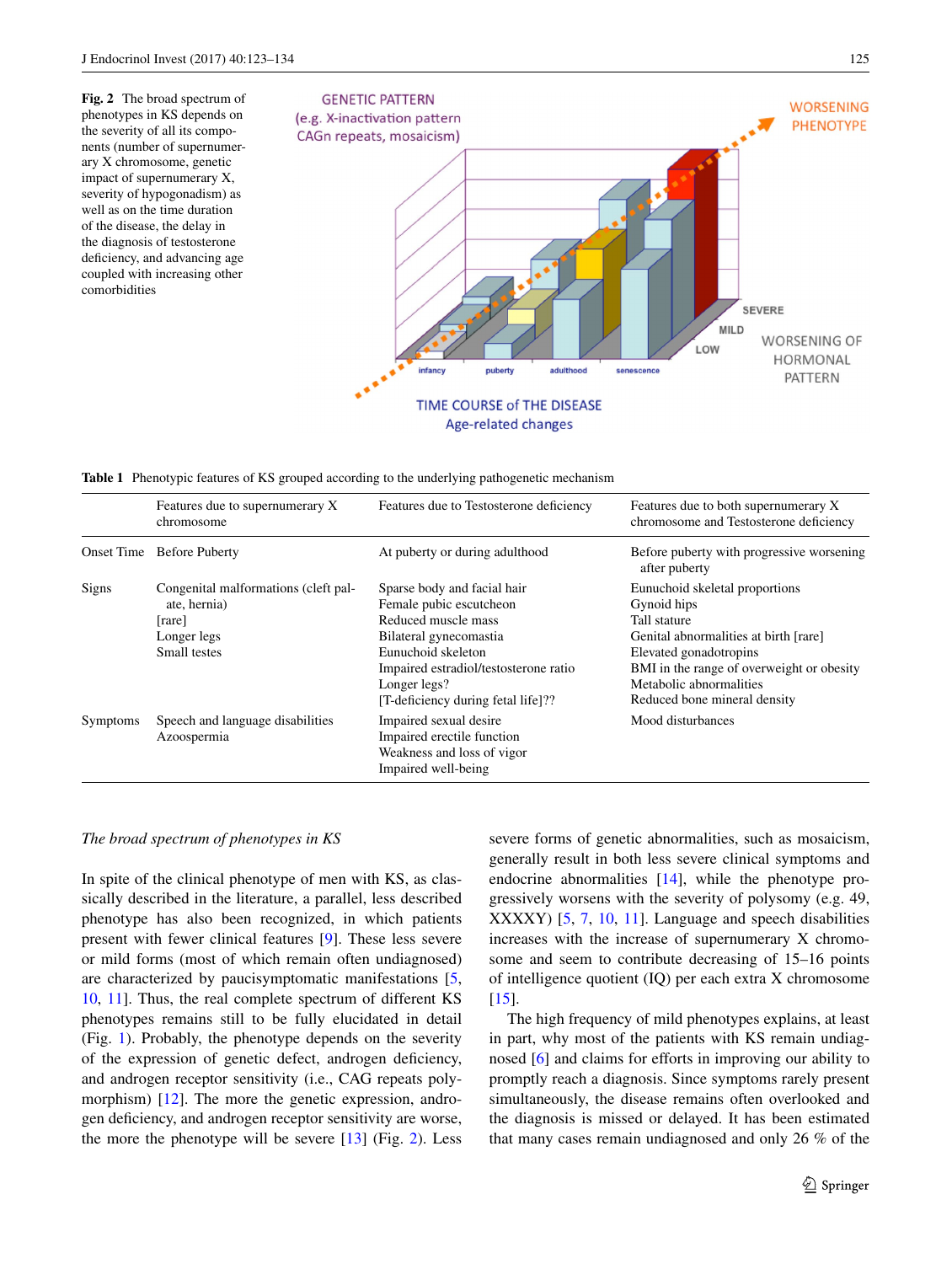**Fig. 2** The broad spectrum of phenotypes in KS depends on the severity of all its components (number of supernumerary X chromosome, genetic impact of supernumerary X, severity of hypogonadism) as well as on the time duration of the disease, the delay in the diagnosis of testosterone deficiency, and advancing age coupled with increasing other comorbidities

**Table 1** Phenotypic features of KS grouped according to the underlying pathogenetic mechanism

| | Features due to supernumerary X chromosome | Features due to Testosterone deficiency | Features due to both supernumerary X chromosome and Testosterone deficiency |
|---|---|---|---|
| Onset Time | Before Puberty | At puberty or during adulthood | Before puberty with progressive worsening after puberty |
| Signs | Congenital malformations (cleft palate, hernia) [rare]<br>Longer legs<br>Small testes | Sparse body and facial hair<br>Female pubic escutcheon<br>Reduced muscle mass<br>Bilateral gynecomastia<br>Eunuchoid skeleton<br>Impaired estradiol/testosterone ratio<br>Longer legs?<br>[T-deficiency during fetal life]?? | Eunuchoid skeletal proportions<br>Gynoid hips<br>Tall stature<br>Genital abnormalities at birth [rare]<br>Elevated gonadotropins<br>BMI in the range of overweight or obesity<br>Metabolic abnormalities<br>Reduced bone mineral density |
| Symptoms | Speech and language disabilities<br>Azoospermia | Impaired sexual desire<br>Impaired erectile function<br>Weakness and loss of vigor<br>Impaired well-being | Mood disturbances |

*The broad spectrum of phenotypes in KS*

In spite of the clinical phenotype of men with KS, as classically described in the literature, a parallel, less described phenotype has also been recognized, in which patients present with fewer clinical features [9]. These less severe or mild forms (most of which remain often undiagnosed) are characterized by paucisymptomatic manifestations [5, 10, 11]. Thus, the real complete spectrum of different KS phenotypes remains still to be fully elucidated in detail (Fig. 1). Probably, the phenotype depends on the severity of the expression of genetic defect, androgen deficiency, and androgen receptor sensitivity (i.e., CAG repeats polymorphism) [12]. The more the genetic expression, androgen deficiency, and androgen receptor sensitivity are worse, the more the phenotype will be severe [13] (Fig. 2). Less severe forms of genetic abnormalities, such as mosaicism, generally result in both less severe clinical symptoms and endocrine abnormalities [14], while the phenotype progressively worsens with the severity of polysomy (e.g. 49, XXXXY) [5, 7, 10, 11]. Language and speech disabilities increases with the increase of supernumerary X chromosome and seem to contribute decreasing of 15–16 points of intelligence quotient (IQ) per each extra X chromosome [15].

The high frequency of mild phenotypes explains, at least in part, why most of the patients with KS remain undiagnosed [6] and claims for efforts in improving our ability to promptly reach a diagnosis. Since symptoms rarely present simultaneously, the disease remains often overlooked and the diagnosis is missed or delayed. It has been estimated that many cases remain undiagnosed and only 26 % of the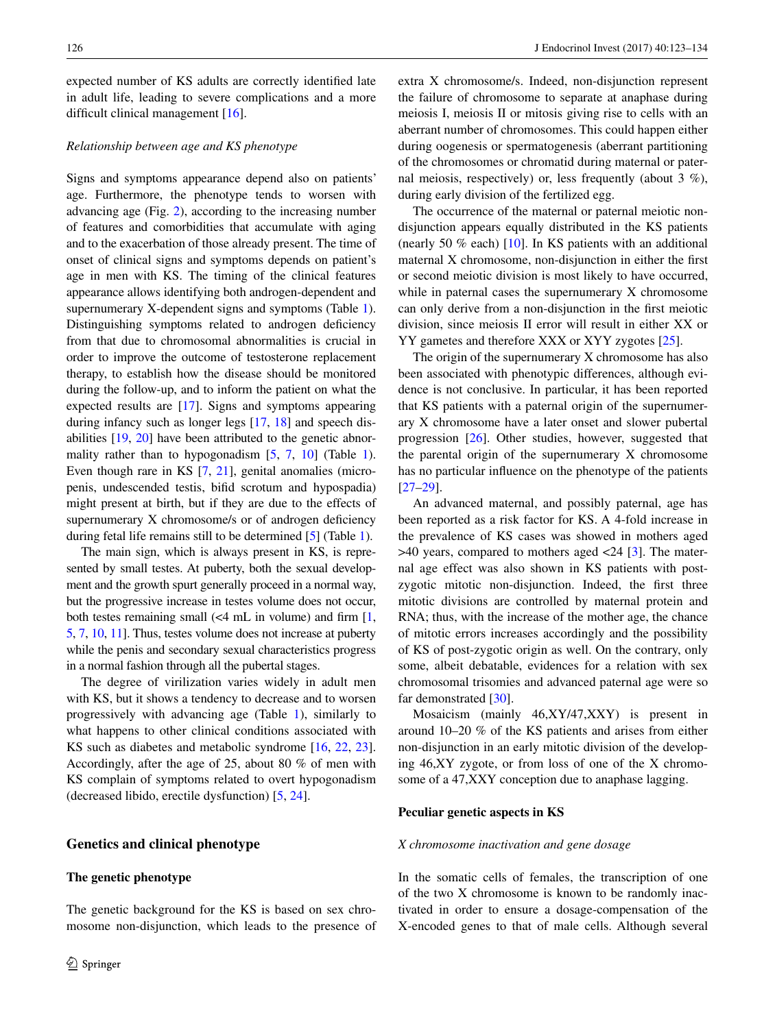expected number of KS adults are correctly identified late in adult life, leading to severe complications and a more difficult clinical management [16].

*Relationship between age and KS phenotype*

Signs and symptoms appearance depend also on patients' age. Furthermore, the phenotype tends to worsen with advancing age (Fig. 2), according to the increasing number of features and comorbidities that accumulate with aging and to the exacerbation of those already present. The time of onset of clinical signs and symptoms depends on patient's age in men with KS. The timing of the clinical features appearance allows identifying both androgen-dependent and supernumerary X-dependent signs and symptoms (Table 1). Distinguishing symptoms related to androgen deficiency from that due to chromosomal abnormalities is crucial in order to improve the outcome of testosterone replacement therapy, to establish how the disease should be monitored during the follow-up, and to inform the patient on what the expected results are [17]. Signs and symptoms appearing during infancy such as longer legs [17, 18] and speech disabilities [19, 20] have been attributed to the genetic abnormality rather than to hypogonadism [5, 7, 10] (Table 1). Even though rare in KS [7, 21], genital anomalies (micropenis, undescended testis, bifid scrotum and hypospadia) might present at birth, but if they are due to the effects of supernumerary X chromosome/s or of androgen deficiency during fetal life remains still to be determined [5] (Table 1).

The main sign, which is always present in KS, is represented by small testes. At puberty, both the sexual development and the growth spurt generally proceed in a normal way, but the progressive increase in testes volume does not occur, both testes remaining small (<4 mL in volume) and firm [1, 5, 7, 10, 11]. Thus, testes volume does not increase at puberty while the penis and secondary sexual characteristics progress in a normal fashion through all the pubertal stages.

The degree of virilization varies widely in adult men with KS, but it shows a tendency to decrease and to worsen progressively with advancing age (Table 1), similarly to what happens to other clinical conditions associated with KS such as diabetes and metabolic syndrome [16, 22, 23]. Accordingly, after the age of 25, about 80 % of men with KS complain of symptoms related to overt hypogonadism (decreased libido, erectile dysfunction) [5, 24].

## Genetics and clinical phenotype

### The genetic phenotype

The genetic background for the KS is based on sex chromosome non-disjunction, which leads to the presence of extra X chromosome/s. Indeed, non-disjunction represent the failure of chromosome to separate at anaphase during meiosis I, meiosis II or mitosis giving rise to cells with an aberrant number of chromosomes. This could happen either during oogenesis or spermatogenesis (aberrant partitioning of the chromosomes or chromatid during maternal or paternal meiosis, respectively) or, less frequently (about 3 %), during early division of the fertilized egg.

The occurrence of the maternal or paternal meiotic non-disjunction appears equally distributed in the KS patients (nearly 50 % each) [10]. In KS patients with an additional maternal X chromosome, non-disjunction in either the first or second meiotic division is most likely to have occurred, while in paternal cases the supernumerary X chromosome can only derive from a non-disjunction in the first meiotic division, since meiosis II error will result in either XX or YY gametes and therefore XXX or XYY zygotes [25].

The origin of the supernumerary X chromosome has also been associated with phenotypic differences, although evidence is not conclusive. In particular, it has been reported that KS patients with a paternal origin of the supernumerary X chromosome have a later onset and slower pubertal progression [26]. Other studies, however, suggested that the parental origin of the supernumerary X chromosome has no particular influence on the phenotype of the patients [27–29].

An advanced maternal, and possibly paternal, age has been reported as a risk factor for KS. A 4-fold increase in the prevalence of KS cases was showed in mothers aged >40 years, compared to mothers aged <24 [3]. The maternal age effect was also shown in KS patients with post-zygotic mitotic non-disjunction. Indeed, the first three mitotic divisions are controlled by maternal protein and RNA; thus, with the increase of the mother age, the chance of mitotic errors increases accordingly and the possibility of KS of post-zygotic origin as well. On the contrary, only some, albeit debatable, evidences for a relation with sex chromosomal trisomies and advanced paternal age were so far demonstrated [30].

Mosaicism (mainly 46,XY/47,XXY) is present in around 10–20 % of the KS patients and arises from either non-disjunction in an early mitotic division of the developing 46,XY zygote, or from loss of one of the X chromosome of a 47,XXY conception due to anaphase lagging.

### Peculiar genetic aspects in KS

*X chromosome inactivation and gene dosage*

In the somatic cells of females, the transcription of one of the two X chromosome is known to be randomly inactivated in order to ensure a dosage-compensation of the X-encoded genes to that of male cells. Although several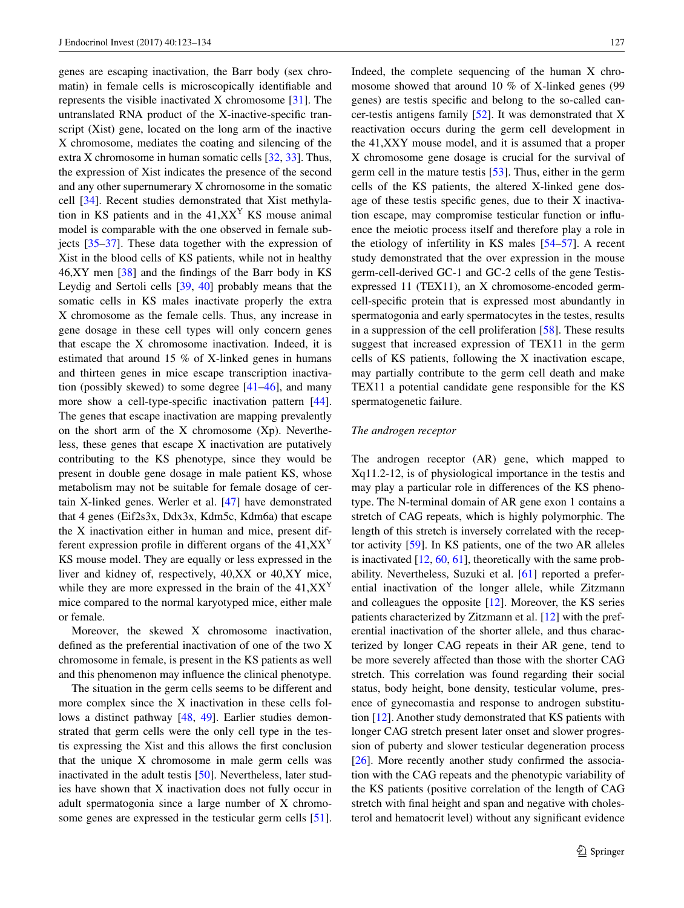genes are escaping inactivation, the Barr body (sex chromatin) in female cells is microscopically identifiable and represents the visible inactivated X chromosome [31]. The untranslated RNA product of the X-inactive-specific transcript (Xist) gene, located on the long arm of the inactive X chromosome, mediates the coating and silencing of the extra X chromosome in human somatic cells [32, 33]. Thus, the expression of Xist indicates the presence of the second and any other supernumerary X chromosome in the somatic cell [34]. Recent studies demonstrated that Xist methylation in KS patients and in the 41,XX$^{Y}$ KS mouse animal model is comparable with the one observed in female subjects [35–37]. These data together with the expression of Xist in the blood cells of KS patients, while not in healthy 46,XY men [38] and the findings of the Barr body in KS Leydig and Sertoli cells [39, 40] probably means that the somatic cells in KS males inactivate properly the extra X chromosome as the female cells. Thus, any increase in gene dosage in these cell types will only concern genes that escape the X chromosome inactivation. Indeed, it is estimated that around 15 % of X-linked genes in humans and thirteen genes in mice escape transcription inactivation (possibly skewed) to some degree [41–46], and many more show a cell-type-specific inactivation pattern [44]. The genes that escape inactivation are mapping prevalently on the short arm of the X chromosome (Xp). Nevertheless, these genes that escape X inactivation are putatively contributing to the KS phenotype, since they would be present in double gene dosage in male patient KS, whose metabolism may not be suitable for female dosage of certain X-linked genes. Werler et al. [47] have demonstrated that 4 genes (Eif2s3x, Ddx3x, Kdm5c, Kdm6a) that escape the X inactivation either in human and mice, present different expression profile in different organs of the 41,XX$^{Y}$ KS mouse model. They are equally or less expressed in the liver and kidney of, respectively, 40,XX or 40,XY mice, while they are more expressed in the brain of the 41,XX$^{Y}$ mice compared to the normal karyotyped mice, either male or female.

Moreover, the skewed X chromosome inactivation, defined as the preferential inactivation of one of the two X chromosome in female, is present in the KS patients as well and this phenomenon may influence the clinical phenotype.

The situation in the germ cells seems to be different and more complex since the X inactivation in these cells follows a distinct pathway [48, 49]. Earlier studies demonstrated that germ cells were the only cell type in the testis expressing the Xist and this allows the first conclusion that the unique X chromosome in male germ cells was inactivated in the adult testis [50]. Nevertheless, later studies have shown that X inactivation does not fully occur in adult spermatogonia since a large number of X chromosome genes are expressed in the testicular germ cells [51]. Indeed, the complete sequencing of the human X chromosome showed that around 10 % of X-linked genes (99 genes) are testis specific and belong to the so-called cancer-testis antigens family [52]. It was demonstrated that X reactivation occurs during the germ cell development in the 41,XXY mouse model, and it is assumed that a proper X chromosome gene dosage is crucial for the survival of germ cell in the mature testis [53]. Thus, either in the germ cells of the KS patients, the altered X-linked gene dosage of these testis specific genes, due to their X inactivation escape, may compromise testicular function or influence the meiotic process itself and therefore play a role in the etiology of infertility in KS males [54–57]. A recent study demonstrated that the over expression in the mouse germ-cell-derived GC-1 and GC-2 cells of the gene Testis-expressed 11 (TEX11), an X chromosome-encoded germ-cell-specific protein that is expressed most abundantly in spermatogonia and early spermatocytes in the testes, results in a suppression of the cell proliferation [58]. These results suggest that increased expression of TEX11 in the germ cells of KS patients, following the X inactivation escape, may partially contribute to the germ cell death and make TEX11 a potential candidate gene responsible for the KS spermatogenetic failure.

*The androgen receptor*

The androgen receptor (AR) gene, which mapped to Xq11.2-12, is of physiological importance in the testis and may play a particular role in differences of the KS phenotype. The N-terminal domain of AR gene exon 1 contains a stretch of CAG repeats, which is highly polymorphic. The length of this stretch is inversely correlated with the receptor activity [59]. In KS patients, one of the two AR alleles is inactivated [12, 60, 61], theoretically with the same probability. Nevertheless, Suzuki et al. [61] reported a preferential inactivation of the longer allele, while Zitzmann and colleagues the opposite [12]. Moreover, the KS series patients characterized by Zitzmann et al. [12] with the preferential inactivation of the shorter allele, and thus characterized by longer CAG repeats in their AR gene, tend to be more severely affected than those with the shorter CAG stretch. This correlation was found regarding their social status, body height, bone density, testicular volume, presence of gynecomastia and response to androgen substitution [12]. Another study demonstrated that KS patients with longer CAG stretch present later onset and slower progression of puberty and slower testicular degeneration process [26]. More recently another study confirmed the association with the CAG repeats and the phenotypic variability of the KS patients (positive correlation of the length of CAG stretch with final height and span and negative with cholesterol and hematocrit level) without any significant evidence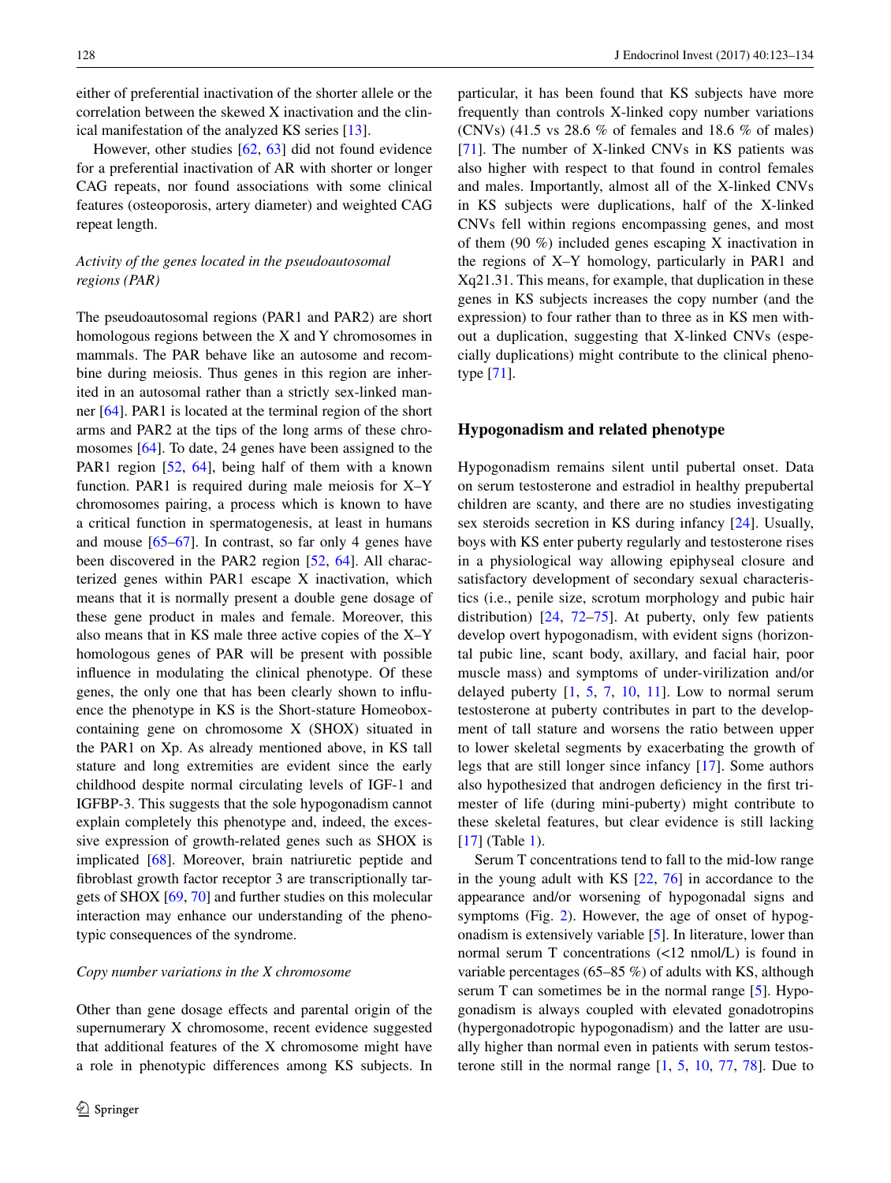either of preferential inactivation of the shorter allele or the correlation between the skewed X inactivation and the clinical manifestation of the analyzed KS series [13].

However, other studies [62, 63] did not found evidence for a preferential inactivation of AR with shorter or longer CAG repeats, nor found associations with some clinical features (osteoporosis, artery diameter) and weighted CAG repeat length.

*Activity of the genes located in the pseudoautosomal regions (PAR)*

The pseudoautosomal regions (PAR1 and PAR2) are short homologous regions between the X and Y chromosomes in mammals. The PAR behave like an autosome and recombine during meiosis. Thus genes in this region are inherited in an autosomal rather than a strictly sex-linked manner [64]. PAR1 is located at the terminal region of the short arms and PAR2 at the tips of the long arms of these chromosomes [64]. To date, 24 genes have been assigned to the PAR1 region [52, 64], being half of them with a known function. PAR1 is required during male meiosis for X–Y chromosomes pairing, a process which is known to have a critical function in spermatogenesis, at least in humans and mouse [65–67]. In contrast, so far only 4 genes have been discovered in the PAR2 region [52, 64]. All characterized genes within PAR1 escape X inactivation, which means that it is normally present a double gene dosage of these gene product in males and female. Moreover, this also means that in KS male three active copies of the X–Y homologous genes of PAR will be present with possible influence in modulating the clinical phenotype. Of these genes, the only one that has been clearly shown to influence the phenotype in KS is the Short-stature Homeobox-containing gene on chromosome X (SHOX) situated in the PAR1 on Xp. As already mentioned above, in KS tall stature and long extremities are evident since the early childhood despite normal circulating levels of IGF-1 and IGFBP-3. This suggests that the sole hypogonadism cannot explain completely this phenotype and, indeed, the excessive expression of growth-related genes such as SHOX is implicated [68]. Moreover, brain natriuretic peptide and fibroblast growth factor receptor 3 are transcriptionally targets of SHOX [69, 70] and further studies on this molecular interaction may enhance our understanding of the phenotypic consequences of the syndrome.

*Copy number variations in the X chromosome*

Other than gene dosage effects and parental origin of the supernumerary X chromosome, recent evidence suggested that additional features of the X chromosome might have a role in phenotypic differences among KS subjects. In particular, it has been found that KS subjects have more frequently than controls X-linked copy number variations (CNVs) (41.5 vs 28.6 % of females and 18.6 % of males) [71]. The number of X-linked CNVs in KS patients was also higher with respect to that found in control females and males. Importantly, almost all of the X-linked CNVs in KS subjects were duplications, half of the X-linked CNVs fell within regions encompassing genes, and most of them (90 %) included genes escaping X inactivation in the regions of X–Y homology, particularly in PAR1 and Xq21.31. This means, for example, that duplication in these genes in KS subjects increases the copy number (and the expression) to four rather than to three as in KS men without a duplication, suggesting that X-linked CNVs (especially duplications) might contribute to the clinical phenotype [71].

## Hypogonadism and related phenotype

Hypogonadism remains silent until pubertal onset. Data on serum testosterone and estradiol in healthy prepubertal children are scanty, and there are no studies investigating sex steroids secretion in KS during infancy [24]. Usually, boys with KS enter puberty regularly and testosterone rises in a physiological way allowing epiphyseal closure and satisfactory development of secondary sexual characteristics (i.e., penile size, scrotum morphology and pubic hair distribution) [24, 72–75]. At puberty, only few patients develop overt hypogonadism, with evident signs (horizontal pubic line, scant body, axillary, and facial hair, poor muscle mass) and symptoms of under-virilization and/or delayed puberty [1, 5, 7, 10, 11]. Low to normal serum testosterone at puberty contributes in part to the development of tall stature and worsens the ratio between upper to lower skeletal segments by exacerbating the growth of legs that are still longer since infancy [17]. Some authors also hypothesized that androgen deficiency in the first trimester of life (during mini-puberty) might contribute to these skeletal features, but clear evidence is still lacking [17] (Table 1).

Serum T concentrations tend to fall to the mid-low range in the young adult with KS [22, 76] in accordance to the appearance and/or worsening of hypogonadal signs and symptoms (Fig. 2). However, the age of onset of hypogonadism is extensively variable [5]. In literature, lower than normal serum T concentrations (<12 nmol/L) is found in variable percentages (65–85 %) of adults with KS, although serum T can sometimes be in the normal range [5]. Hypogonadism is always coupled with elevated gonadotropins (hypergonadotropic hypogonadism) and the latter are usually higher than normal even in patients with serum testosterone still in the normal range [1, 5, 10, 77, 78]. Due to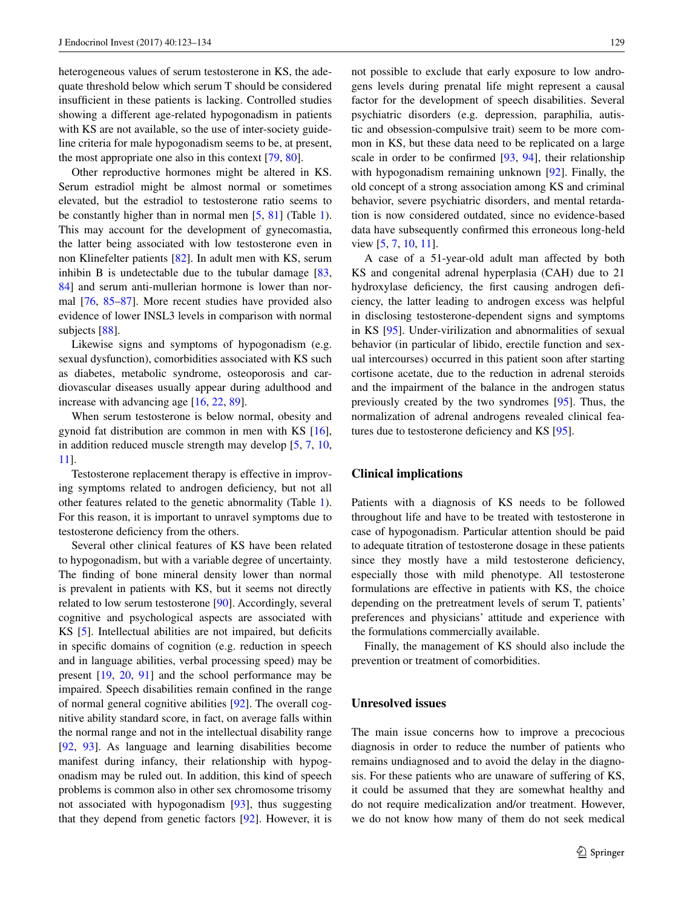heterogeneous values of serum testosterone in KS, the adequate threshold below which serum T should be considered insufficient in these patients is lacking. Controlled studies showing a different age-related hypogonadism in patients with KS are not available, so the use of inter-society guideline criteria for male hypogonadism seems to be, at present, the most appropriate one also in this context [79, 80].

Other reproductive hormones might be altered in KS. Serum estradiol might be almost normal or sometimes elevated, but the estradiol to testosterone ratio seems to be constantly higher than in normal men [5, 81] (Table 1). This may account for the development of gynecomastia, the latter being associated with low testosterone even in non Klinefelter patients [82]. In adult men with KS, serum inhibin B is undetectable due to the tubular damage [83, 84] and serum anti-mullerian hormone is lower than normal [76, 85–87]. More recent studies have provided also evidence of lower INSL3 levels in comparison with normal subjects [88].

Likewise signs and symptoms of hypogonadism (e.g. sexual dysfunction), comorbidities associated with KS such as diabetes, metabolic syndrome, osteoporosis and cardiovascular diseases usually appear during adulthood and increase with advancing age [16, 22, 89].

When serum testosterone is below normal, obesity and gynoid fat distribution are common in men with KS [16], in addition reduced muscle strength may develop [5, 7, 10, 11].

Testosterone replacement therapy is effective in improving symptoms related to androgen deficiency, but not all other features related to the genetic abnormality (Table 1). For this reason, it is important to unravel symptoms due to testosterone deficiency from the others.

Several other clinical features of KS have been related to hypogonadism, but with a variable degree of uncertainty. The finding of bone mineral density lower than normal is prevalent in patients with KS, but it seems not directly related to low serum testosterone [90]. Accordingly, several cognitive and psychological aspects are associated with KS [5]. Intellectual abilities are not impaired, but deficits in specific domains of cognition (e.g. reduction in speech and in language abilities, verbal processing speed) may be present [19, 20, 91] and the school performance may be impaired. Speech disabilities remain confined in the range of normal general cognitive abilities [92]. The overall cognitive ability standard score, in fact, on average falls within the normal range and not in the intellectual disability range [92, 93]. As language and learning disabilities become manifest during infancy, their relationship with hypogonadism may be ruled out. In addition, this kind of speech problems is common also in other sex chromosome trisomy not associated with hypogonadism [93], thus suggesting that they depend from genetic factors [92]. However, it is not possible to exclude that early exposure to low androgens levels during prenatal life might represent a causal factor for the development of speech disabilities. Several psychiatric disorders (e.g. depression, paraphilia, autistic and obsession-compulsive trait) seem to be more common in KS, but these data need to be replicated on a large scale in order to be confirmed [93, 94], their relationship with hypogonadism remaining unknown [92]. Finally, the old concept of a strong association among KS and criminal behavior, severe psychiatric disorders, and mental retardation is now considered outdated, since no evidence-based data have subsequently confirmed this erroneous long-held view [5, 7, 10, 11].

A case of a 51-year-old adult man affected by both KS and congenital adrenal hyperplasia (CAH) due to 21 hydroxylase deficiency, the first causing androgen deficiency, the latter leading to androgen excess was helpful in disclosing testosterone-dependent signs and symptoms in KS [95]. Under-virilization and abnormalities of sexual behavior (in particular of libido, erectile function and sexual intercourses) occurred in this patient soon after starting cortisone acetate, due to the reduction in adrenal steroids and the impairment of the balance in the androgen status previously created by the two syndromes [95]. Thus, the normalization of adrenal androgens revealed clinical features due to testosterone deficiency and KS [95].

## Clinical implications

Patients with a diagnosis of KS needs to be followed throughout life and have to be treated with testosterone in case of hypogonadism. Particular attention should be paid to adequate titration of testosterone dosage in these patients since they mostly have a mild testosterone deficiency, especially those with mild phenotype. All testosterone formulations are effective in patients with KS, the choice depending on the pretreatment levels of serum T, patients' preferences and physicians' attitude and experience with the formulations commercially available.

Finally, the management of KS should also include the prevention or treatment of comorbidities.

## Unresolved issues

The main issue concerns how to improve a precocious diagnosis in order to reduce the number of patients who remains undiagnosed and to avoid the delay in the diagnosis. For these patients who are unaware of suffering of KS, it could be assumed that they are somewhat healthy and do not require medicalization and/or treatment. However, we do not know how many of them do not seek medical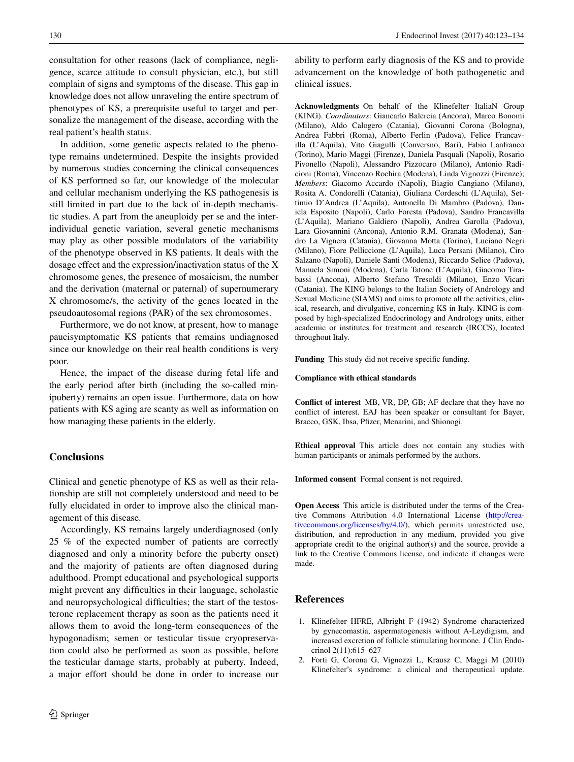consultation for other reasons (lack of compliance, negligence, scarce attitude to consult physician, etc.), but still complain of signs and symptoms of the disease. This gap in knowledge does not allow unraveling the entire spectrum of phenotypes of KS, a prerequisite useful to target and personalize the management of the disease, according with the real patient's health status.

In addition, some genetic aspects related to the phenotype remains undetermined. Despite the insights provided by numerous studies concerning the clinical consequences of KS performed so far, our knowledge of the molecular and cellular mechanism underlying the KS pathogenesis is still limited in part due to the lack of in-depth mechanistic studies. A part from the aneuploidy per se and the inter-individual genetic variation, several genetic mechanisms may play as other possible modulators of the variability of the phenotype observed in KS patients. It deals with the dosage effect and the expression/inactivation status of the X chromosome genes, the presence of mosaicism, the number and the derivation (maternal or paternal) of supernumerary X chromosome/s, the activity of the genes located in the pseudoautosomal regions (PAR) of the sex chromosomes.

Furthermore, we do not know, at present, how to manage paucisymptomatic KS patients that remains undiagnosed since our knowledge on their real health conditions is very poor.

Hence, the impact of the disease during fetal life and the early period after birth (including the so-called minipuberty) remains an open issue. Furthermore, data on how patients with KS aging are scanty as well as information on how managing these patients in the elderly.

## Conclusions

Clinical and genetic phenotype of KS as well as their relationship are still not completely understood and need to be fully elucidated in order to improve also the clinical management of this disease.

Accordingly, KS remains largely underdiagnosed (only 25 % of the expected number of patients are correctly diagnosed and only a minority before the puberty onset) and the majority of patients are often diagnosed during adulthood. Prompt educational and psychological supports might prevent any difficulties in their language, scholastic and neuropsychological difficulties; the start of the testosterone replacement therapy as soon as the patients need it allows them to avoid the long-term consequences of the hypogonadism; semen or testicular tissue cryopreservation could also be performed as soon as possible, before the testicular damage starts, probably at puberty. Indeed, a major effort should be done in order to increase our ability to perform early diagnosis of the KS and to provide advancement on the knowledge of both pathogenetic and clinical issues.

**Acknowledgments** On behalf of the Klinefelter ItaliaN Group (KING). *Coordinators*: Giancarlo Balercia (Ancona), Marco Bonomi (Milano), Aldo Calogero (Catania), Giovanni Corona (Bologna), Andrea Fabbri (Roma), Alberto Ferlin (Padova), Felice Francavilla (L'Aquila), Vito Giagulli (Conversno, Bari), Fabio Lanfranco (Torino), Mario Maggi (Firenze), Daniela Pasquali (Napoli), Rosario Pivonello (Napoli), Alessandro Pizzocaro (Milano), Antonio Radicioni (Roma), Vincenzo Rochira (Modena), Linda Vignozzi (Firenze); *Members*: Giacomo Accardo (Napoli), Biagio Cangiano (Milano), Rosita A. Condorelli (Catania), Giuliana Cordeschi (L'Aquila), Settimio D'Andrea (L'Aquila), Antonella Di Mambro (Padova), Daniela Esposito (Napoli), Carlo Foresta (Padova), Sandro Francavilla (L'Aquila), Mariano Galdiero (Napoli), Andrea Garolla (Padova), Lara Giovannini (Ancona), Antonio R.M. Granata (Modena), Sandro La Vignera (Catania), Giovanna Motta (Torino), Luciano Negri (Milano), Fiore Pelliccione (L'Aquila), Luca Persani (Milano), Ciro Salzano (Napoli), Daniele Santi (Modena), Riccardo Selice (Padova), Manuela Simoni (Modena), Carla Tatone (L'Aquila), Giacomo Tirabassi (Ancona), Alberto Stefano Tresoldi (Milano), Enzo Vicari (Catania). The KING belongs to the Italian Society of Andrology and Sexual Medicine (SIAMS) and aims to promote all the activities, clinical, research, and divulgative, concerning KS in Italy. KING is composed by high-specialized Endocrinology and Andrology units, either academic or institutes for treatment and research (IRCCS), located throughout Italy.

**Funding** This study did not receive specific funding.

**Compliance with ethical standards**

**Conflict of interest** MB, VR, DP, GB; AF declare that they have no conflict of interest. EAJ has been speaker or consultant for Bayer, Bracco, GSK, Ibsa, Pfizer, Menarini, and Shionogi.

**Ethical approval** This article does not contain any studies with human participants or animals performed by the authors.

**Informed consent** Formal consent is not required.

**Open Access** This article is distributed under the terms of the Creative Commons Attribution 4.0 International License (http://creativecommons.org/licenses/by/4.0/), which permits unrestricted use, distribution, and reproduction in any medium, provided you give appropriate credit to the original author(s) and the source, provide a link to the Creative Commons license, and indicate if changes were made.

## References

1. Klinefelter HFRE, Albright F (1942) Syndrome characterized by gynecomastia, aspermatogenesis without A-Leydigism, and increased excretion of follicle stimulating hormone. J Clin Endocrinol 2(11):615–627
2. Forti G, Corona G, Vignozzi L, Krausz C, Maggi M (2010) Klinefelter's syndrome: a clinical and therapeutical update.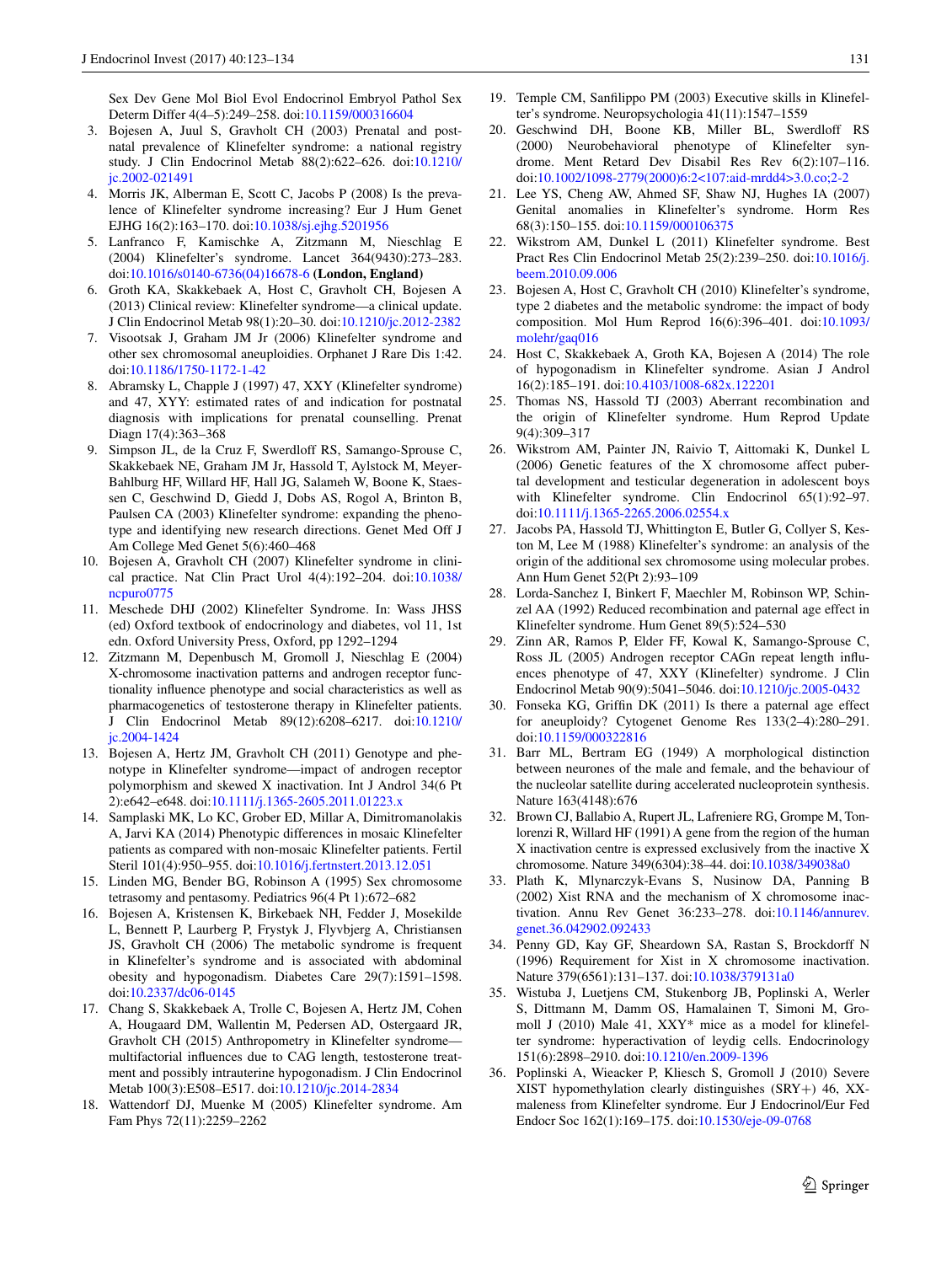Sex Dev Gene Mol Biol Evol Endocrinol Embryol Pathol Sex Determ Differ 4(4–5):249–258. doi:10.1159/000316604

3. Bojesen A, Juul S, Gravholt CH (2003) Prenatal and postnatal prevalence of Klinefelter syndrome: a national registry study. J Clin Endocrinol Metab 88(2):622–626. doi:10.1210/jc.2002-021491
4. Morris JK, Alberman E, Scott C, Jacobs P (2008) Is the prevalence of Klinefelter syndrome increasing? Eur J Hum Genet EJHG 16(2):163–170. doi:10.1038/sj.ejhg.5201956
5. Lanfranco F, Kamischke A, Zitzmann M, Nieschlag E (2004) Klinefelter's syndrome. Lancet 364(9430):273–283. doi:10.1016/s0140-6736(04)16678-6 **(London, England)**
6. Groth KA, Skakkebaek A, Host C, Gravholt CH, Bojesen A (2013) Clinical review: Klinefelter syndrome—a clinical update. J Clin Endocrinol Metab 98(1):20–30. doi:10.1210/jc.2012-2382
7. Visootsak J, Graham JM Jr (2006) Klinefelter syndrome and other sex chromosomal aneuploidies. Orphanet J Rare Dis 1:42. doi:10.1186/1750-1172-1-42
8. Abramsky L, Chapple J (1997) 47, XXY (Klinefelter syndrome) and 47, XYY: estimated rates of and indication for postnatal diagnosis with implications for prenatal counselling. Prenat Diagn 17(4):363–368
9. Simpson JL, de la Cruz F, Swerdloff RS, Samango-Sprouse C, Skakkebaek NE, Graham JM Jr, Hassold T, Aylstock M, Meyer-Bahlburg HF, Willard HF, Hall JG, Salameh W, Boone K, Staessen C, Geschwind D, Giedd J, Dobs AS, Rogol A, Brinton B, Paulsen CA (2003) Klinefelter syndrome: expanding the phenotype and identifying new research directions. Genet Med Off J Am College Med Genet 5(6):460–468
10. Bojesen A, Gravholt CH (2007) Klinefelter syndrome in clinical practice. Nat Clin Pract Urol 4(4):192–204. doi:10.1038/ncpuro0775
11. Meschede DHJ (2002) Klinefelter Syndrome. In: Wass JHSS (ed) Oxford textbook of endocrinology and diabetes, vol 11, 1st edn. Oxford University Press, Oxford, pp 1292–1294
12. Zitzmann M, Depenbusch M, Gromoll J, Nieschlag E (2004) X-chromosome inactivation patterns and androgen receptor functionality influence phenotype and social characteristics as well as pharmacogenetics of testosterone therapy in Klinefelter patients. J Clin Endocrinol Metab 89(12):6208–6217. doi:10.1210/jc.2004-1424
13. Bojesen A, Hertz JM, Gravholt CH (2011) Genotype and phenotype in Klinefelter syndrome—impact of androgen receptor polymorphism and skewed X inactivation. Int J Androl 34(6 Pt 2):e642–e648. doi:10.1111/j.1365-2605.2011.01223.x
14. Samplaski MK, Lo KC, Grober ED, Millar A, Dimitromanolakis A, Jarvi KA (2014) Phenotypic differences in mosaic Klinefelter patients as compared with non-mosaic Klinefelter patients. Fertil Steril 101(4):950–955. doi:10.1016/j.fertnstert.2013.12.051
15. Linden MG, Bender BG, Robinson A (1995) Sex chromosome tetrasomy and pentasomy. Pediatrics 96(4 Pt 1):672–682
16. Bojesen A, Kristensen K, Birkebaek NH, Fedder J, Mosekilde L, Bennett P, Laurberg P, Frystyk J, Flyvbjerg A, Christiansen JS, Gravholt CH (2006) The metabolic syndrome is frequent in Klinefelter's syndrome and is associated with abdominal obesity and hypogonadism. Diabetes Care 29(7):1591–1598. doi:10.2337/dc06-0145
17. Chang S, Skakkebaek A, Trolle C, Bojesen A, Hertz JM, Cohen A, Hougaard DM, Wallentin M, Pedersen AD, Ostergaard JR, Gravholt CH (2015) Anthropometry in Klinefelter syndrome—multifactorial influences due to CAG length, testosterone treatment and possibly intrauterine hypogonadism. J Clin Endocrinol Metab 100(3):E508–E517. doi:10.1210/jc.2014-2834
18. Wattendorf DJ, Muenke M (2005) Klinefelter syndrome. Am Fam Phys 72(11):2259–2262
19. Temple CM, Sanfilippo PM (2003) Executive skills in Klinefelter's syndrome. Neuropsychologia 41(11):1547–1559
20. Geschwind DH, Boone KB, Miller BL, Swerdloff RS (2000) Neurobehavioral phenotype of Klinefelter syndrome. Ment Retard Dev Disabil Res Rev 6(2):107–116. doi:10.1002/1098-2779(2000)6:2<107:aid-mrdd4>3.0.co;2-2
21. Lee YS, Cheng AW, Ahmed SF, Shaw NJ, Hughes IA (2007) Genital anomalies in Klinefelter's syndrome. Horm Res 68(3):150–155. doi:10.1159/000106375
22. Wikstrom AM, Dunkel L (2011) Klinefelter syndrome. Best Pract Res Clin Endocrinol Metab 25(2):239–250. doi:10.1016/j.beem.2010.09.006
23. Bojesen A, Host C, Gravholt CH (2010) Klinefelter's syndrome, type 2 diabetes and the metabolic syndrome: the impact of body composition. Mol Hum Reprod 16(6):396–401. doi:10.1093/molehr/gaq016
24. Host C, Skakkebaek A, Groth KA, Bojesen A (2014) The role of hypogonadism in Klinefelter syndrome. Asian J Androl 16(2):185–191. doi:10.4103/1008-682x.122201
25. Thomas NS, Hassold TJ (2003) Aberrant recombination and the origin of Klinefelter syndrome. Hum Reprod Update 9(4):309–317
26. Wikstrom AM, Painter JN, Raivio T, Aittomaki K, Dunkel L (2006) Genetic features of the X chromosome affect pubertal development and testicular degeneration in adolescent boys with Klinefelter syndrome. Clin Endocrinol 65(1):92–97. doi:10.1111/j.1365-2265.2006.02554.x
27. Jacobs PA, Hassold TJ, Whittington E, Butler G, Collyer S, Keston M, Lee M (1988) Klinefelter's syndrome: an analysis of the origin of the additional sex chromosome using molecular probes. Ann Hum Genet 52(Pt 2):93–109
28. Lorda-Sanchez I, Binkert F, Maechler M, Robinson WP, Schinzel AA (1992) Reduced recombination and paternal age effect in Klinefelter syndrome. Hum Genet 89(5):524–530
29. Zinn AR, Ramos P, Elder FF, Kowal K, Samango-Sprouse C, Ross JL (2005) Androgen receptor CAGn repeat length influences phenotype of 47, XXY (Klinefelter) syndrome. J Clin Endocrinol Metab 90(9):5041–5046. doi:10.1210/jc.2005-0432
30. Fonseka KG, Griffin DK (2011) Is there a paternal age effect for aneuploidy? Cytogenet Genome Res 133(2–4):280–291. doi:10.1159/000322816
31. Barr ML, Bertram EG (1949) A morphological distinction between neurones of the male and female, and the behaviour of the nucleolar satellite during accelerated nucleoprotein synthesis. Nature 163(4148):676
32. Brown CJ, Ballabio A, Rupert JL, Lafreniere RG, Grompe M, Tonlorenzi R, Willard HF (1991) A gene from the region of the human X inactivation centre is expressed exclusively from the inactive X chromosome. Nature 349(6304):38–44. doi:10.1038/349038a0
33. Plath K, Mlynarczyk-Evans S, Nusinow DA, Panning B (2002) Xist RNA and the mechanism of X chromosome inactivation. Annu Rev Genet 36:233–278. doi:10.1146/annurev.genet.36.042902.092433
34. Penny GD, Kay GF, Sheardown SA, Rastan S, Brockdorff N (1996) Requirement for Xist in X chromosome inactivation. Nature 379(6561):131–137. doi:10.1038/379131a0
35. Wistuba J, Luetjens CM, Stukenborg JB, Poplinski A, Werler S, Dittmann M, Damm OS, Hamalainen T, Simoni M, Gromoll J (2010) Male 41, XXY* mice as a model for klinefelter syndrome: hyperactivation of leydig cells. Endocrinology 151(6):2898–2910. doi:10.1210/en.2009-1396
36. Poplinski A, Wieacker P, Kliesch S, Gromoll J (2010) Severe XIST hypomethylation clearly distinguishes (SRY+) 46, XX-maleness from Klinefelter syndrome. Eur J Endocrinol/Eur Fed Endocr Soc 162(1):169–175. doi:10.1530/eje-09-0768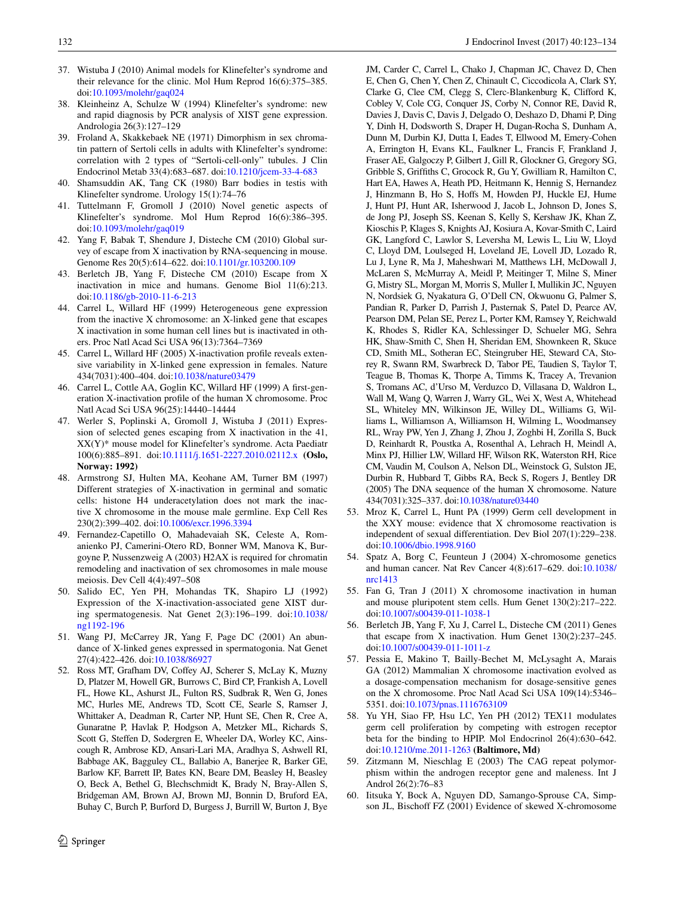37. Wistuba J (2010) Animal models for Klinefelter's syndrome and their relevance for the clinic. Mol Hum Reprod 16(6):375–385. doi:10.1093/molehr/gaq024
38. Kleinheinz A, Schulze W (1994) Klinefelter's syndrome: new and rapid diagnosis by PCR analysis of XIST gene expression. Andrologia 26(3):127–129
39. Froland A, Skakkebaek NE (1971) Dimorphism in sex chromatin pattern of Sertoli cells in adults with Klinefelter's syndrome: correlation with 2 types of "Sertoli-cell-only" tubules. J Clin Endocrinol Metab 33(4):683–687. doi:10.1210/jcem-33-4-683
40. Shamsuddin AK, Tang CK (1980) Barr bodies in testis with Klinefelter syndrome. Urology 15(1):74–76
41. Tuttelmann F, Gromoll J (2010) Novel genetic aspects of Klinefelter's syndrome. Mol Hum Reprod 16(6):386–395. doi:10.1093/molehr/gaq019
42. Yang F, Babak T, Shendure J, Disteche CM (2010) Global survey of escape from X inactivation by RNA-sequencing in mouse. Genome Res 20(5):614–622. doi:10.1101/gr.103200.109
43. Berletch JB, Yang F, Disteche CM (2010) Escape from X inactivation in mice and humans. Genome Biol 11(6):213. doi:10.1186/gb-2010-11-6-213
44. Carrel L, Willard HF (1999) Heterogeneous gene expression from the inactive X chromosome: an X-linked gene that escapes X inactivation in some human cell lines but is inactivated in others. Proc Natl Acad Sci USA 96(13):7364–7369
45. Carrel L, Willard HF (2005) X-inactivation profile reveals extensive variability in X-linked gene expression in females. Nature 434(7031):400–404. doi:10.1038/nature03479
46. Carrel L, Cottle AA, Goglin KC, Willard HF (1999) A first-generation X-inactivation profile of the human X chromosome. Proc Natl Acad Sci USA 96(25):14440–14444
47. Werler S, Poplinski A, Gromoll J, Wistuba J (2011) Expression of selected genes escaping from X inactivation in the 41, XX(Y)* mouse model for Klinefelter's syndrome. Acta Paediatr 100(6):885–891. doi:10.1111/j.1651-2227.2010.02112.x **(Oslo, Norway: 1992)**
48. Armstrong SJ, Hulten MA, Keohane AM, Turner BM (1997) Different strategies of X-inactivation in germinal and somatic cells: histone H4 underacetylation does not mark the inactive X chromosome in the mouse male germline. Exp Cell Res 230(2):399–402. doi:10.1006/excr.1996.3394
49. Fernandez-Capetillo O, Mahadevaiah SK, Celeste A, Romanienko PJ, Camerini-Otero RD, Bonner WM, Manova K, Burgoyne P, Nussenzweig A (2003) H2AX is required for chromatin remodeling and inactivation of sex chromosomes in male mouse meiosis. Dev Cell 4(4):497–508
50. Salido EC, Yen PH, Mohandas TK, Shapiro LJ (1992) Expression of the X-inactivation-associated gene XIST during spermatogenesis. Nat Genet 2(3):196–199. doi:10.1038/ng1192-196
51. Wang PJ, McCarrey JR, Yang F, Page DC (2001) An abundance of X-linked genes expressed in spermatogonia. Nat Genet 27(4):422–426. doi:10.1038/86927
52. Ross MT, Grafham DV, Coffey AJ, Scherer S, McLay K, Muzny D, Platzer M, Howell GR, Burrows C, Bird CP, Frankish A, Lovell FL, Howe KL, Ashurst JL, Fulton RS, Sudbrak R, Wen G, Jones MC, Hurles ME, Andrews TD, Scott CE, Searle S, Ramser J, Whittaker A, Deadman R, Carter NP, Hunt SE, Chen R, Cree A, Gunaratne P, Havlak P, Hodgson A, Metzker ML, Richards S, Scott G, Steffen D, Sodergren E, Wheeler DA, Worley KC, Ainscough R, Ambrose KD, Ansari-Lari MA, Aradhya S, Ashwell RI, Babbage AK, Bagguley CL, Ballabio A, Banerjee R, Barker GE, Barlow KF, Barrett IP, Bates KN, Beare DM, Beasley H, Beasley O, Beck A, Bethel G, Blechschmidt K, Brady N, Bray-Allen S, Bridgeman AM, Brown AJ, Brown MJ, Bonnin D, Bruford EA, Buhay C, Burch P, Burford D, Burgess J, Burrill W, Burton J, Bye JM, Carder C, Carrel L, Chako J, Chapman JC, Chavez D, Chen E, Chen G, Chen Y, Chen Z, Chinault C, Ciccodicola A, Clark SY, Clarke G, Clee CM, Clegg S, Clerc-Blankenburg K, Clifford K, Cobley V, Cole CG, Conquer JS, Corby N, Connor RE, David R, Davies J, Davis C, Davis J, Delgado O, Deshazo D, Dhami P, Ding Y, Dinh H, Dodsworth S, Draper H, Dugan-Rocha S, Dunham A, Dunn M, Durbin KJ, Dutta I, Eades T, Ellwood M, Emery-Cohen A, Errington H, Evans KL, Faulkner L, Francis F, Frankland J, Fraser AE, Galgoczy P, Gilbert J, Gill R, Glockner G, Gregory SG, Gribble S, Griffiths C, Grocock R, Gu Y, Gwilliam R, Hamilton C, Hart EA, Hawes A, Heath PD, Heitmann K, Hennig S, Hernandez J, Hinzmann B, Ho S, Hoffs M, Howden PJ, Huckle EJ, Hume J, Hunt PJ, Hunt AR, Isherwood J, Jacob L, Johnson D, Jones S, de Jong PJ, Joseph SS, Keenan S, Kelly S, Kershaw JK, Khan Z, Kioschis P, Klages S, Knights AJ, Kosiura A, Kovar-Smith C, Laird GK, Langford C, Lawlor S, Leversha M, Lewis L, Liu W, Lloyd C, Lloyd DM, Loulseged H, Loveland JE, Lovell JD, Lozado R, Lu J, Lyne R, Ma J, Maheshwari M, Matthews LH, McDowall J, McLaren S, McMurray A, Meidl P, Meitinger T, Milne S, Miner G, Mistry SL, Morgan M, Morris S, Muller I, Mullikin JC, Nguyen N, Nordsiek G, Nyakatura G, O'Dell CN, Okwuonu G, Palmer S, Pandian R, Parker D, Parrish J, Pasternak S, Patel D, Pearce AV, Pearson DM, Pelan SE, Perez L, Porter KM, Ramsey Y, Reichwald K, Rhodes S, Ridler KA, Schlessinger D, Schueler MG, Sehra HK, Shaw-Smith C, Shen H, Sheridan EM, Shownkeen R, Skuce CD, Smith ML, Sotheran EC, Steingruber HE, Steward CA, Storey R, Swann RM, Swarbreck D, Tabor PE, Taudien S, Taylor T, Teague B, Thomas K, Thorpe A, Timms K, Tracey A, Trevanion S, Tromans AC, d'Urso M, Verduzco D, Villasana D, Waldron L, Wall M, Wang Q, Warren J, Warry GL, Wei X, West A, Whitehead SL, Whiteley MN, Wilkinson JE, Willey DL, Williams G, Williams L, Williamson A, Williamson H, Wilming L, Woodmansey RL, Wray PW, Yen J, Zhang J, Zhou J, Zoghbi H, Zorilla S, Buck D, Reinhardt R, Poustka A, Rosenthal A, Lehrach H, Meindl A, Minx PJ, Hillier LW, Willard HF, Wilson RK, Waterston RH, Rice CM, Vaudin M, Coulson A, Nelson DL, Weinstock G, Sulston JE, Durbin R, Hubbard T, Gibbs RA, Beck S, Rogers J, Bentley DR (2005) The DNA sequence of the human X chromosome. Nature 434(7031):325–337. doi:10.1038/nature03440
53. Mroz K, Carrel L, Hunt PA (1999) Germ cell development in the XXY mouse: evidence that X chromosome reactivation is independent of sexual differentiation. Dev Biol 207(1):229–238. doi:10.1006/dbio.1998.9160
54. Spatz A, Borg C, Feunteun J (2004) X-chromosome genetics and human cancer. Nat Rev Cancer 4(8):617–629. doi:10.1038/nrc1413
55. Fan G, Tran J (2011) X chromosome inactivation in human and mouse pluripotent stem cells. Hum Genet 130(2):217–222. doi:10.1007/s00439-011-1038-1
56. Berletch JB, Yang F, Xu J, Carrel L, Disteche CM (2011) Genes that escape from X inactivation. Hum Genet 130(2):237–245. doi:10.1007/s00439-011-1011-z
57. Pessia E, Makino T, Bailly-Bechet M, McLysaght A, Marais GA (2012) Mammalian X chromosome inactivation evolved as a dosage-compensation mechanism for dosage-sensitive genes on the X chromosome. Proc Natl Acad Sci USA 109(14):5346–5351. doi:10.1073/pnas.1116763109
58. Yu YH, Siao FP, Hsu LC, Yen PH (2012) TEX11 modulates germ cell proliferation by competing with estrogen receptor beta for the binding to HPIP. Mol Endocrinol 26(4):630–642. doi:10.1210/me.2011-1263 **(Baltimore, Md)**
59. Zitzmann M, Nieschlag E (2003) The CAG repeat polymorphism within the androgen receptor gene and maleness. Int J Androl 26(2):76–83
60. Iitsuka Y, Bock A, Nguyen DD, Samango-Sprouse CA, Simpson JL, Bischoff FZ (2001) Evidence of skewed X-chromosome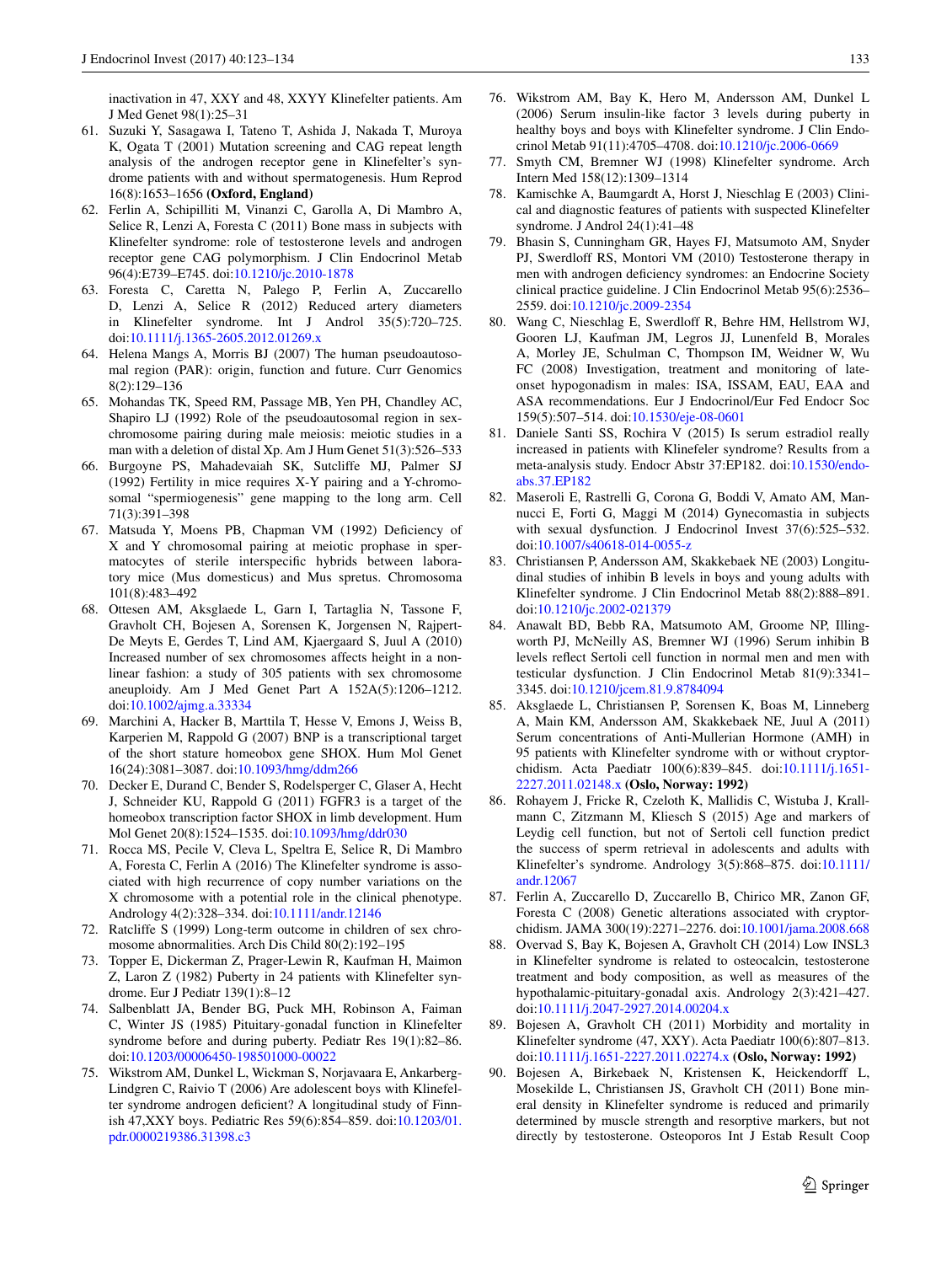inactivation in 47, XXY and 48, XXYY Klinefelter patients. Am J Med Genet 98(1):25–31

61. Suzuki Y, Sasagawa I, Tateno T, Ashida J, Nakada T, Muroya K, Ogata T (2001) Mutation screening and CAG repeat length analysis of the androgen receptor gene in Klinefelter's syndrome patients with and without spermatogenesis. Hum Reprod 16(8):1653–1656 **(Oxford, England)**
62. Ferlin A, Schipilliti M, Vinanzi C, Garolla A, Di Mambro A, Selice R, Lenzi A, Foresta C (2011) Bone mass in subjects with Klinefelter syndrome: role of testosterone levels and androgen receptor gene CAG polymorphism. J Clin Endocrinol Metab 96(4):E739–E745. doi:10.1210/jc.2010-1878
63. Foresta C, Caretta N, Palego P, Ferlin A, Zuccarello D, Lenzi A, Selice R (2012) Reduced artery diameters in Klinefelter syndrome. Int J Androl 35(5):720–725. doi:10.1111/j.1365-2605.2012.01269.x
64. Helena Mangs A, Morris BJ (2007) The human pseudoautosomal region (PAR): origin, function and future. Curr Genomics 8(2):129–136
65. Mohandas TK, Speed RM, Passage MB, Yen PH, Chandley AC, Shapiro LJ (1992) Role of the pseudoautosomal region in sex-chromosome pairing during male meiosis: meiotic studies in a man with a deletion of distal Xp. Am J Hum Genet 51(3):526–533
66. Burgoyne PS, Mahadevaiah SK, Sutcliffe MJ, Palmer SJ (1992) Fertility in mice requires X-Y pairing and a Y-chromosomal "spermiogenesis" gene mapping to the long arm. Cell 71(3):391–398
67. Matsuda Y, Moens PB, Chapman VM (1992) Deficiency of X and Y chromosomal pairing at meiotic prophase in spermatocytes of sterile interspecific hybrids between laboratory mice (Mus domesticus) and Mus spretus. Chromosoma 101(8):483–492
68. Ottesen AM, Aksglaede L, Garn I, Tartaglia N, Tassone F, Gravholt CH, Bojesen A, Sorensen K, Jorgensen N, Rajpert-De Meyts E, Gerdes T, Lind AM, Kjaergaard S, Juul A (2010) Increased number of sex chromosomes affects height in a nonlinear fashion: a study of 305 patients with sex chromosome aneuploidy. Am J Med Genet Part A 152A(5):1206–1212. doi:10.1002/ajmg.a.33334
69. Marchini A, Hacker B, Marttila T, Hesse V, Emons J, Weiss B, Karperien M, Rappold G (2007) BNP is a transcriptional target of the short stature homeobox gene SHOX. Hum Mol Genet 16(24):3081–3087. doi:10.1093/hmg/ddm266
70. Decker E, Durand C, Bender S, Rodelsperger C, Glaser A, Hecht J, Schneider KU, Rappold G (2011) FGFR3 is a target of the homeobox transcription factor SHOX in limb development. Hum Mol Genet 20(8):1524–1535. doi:10.1093/hmg/ddr030
71. Rocca MS, Pecile V, Cleva L, Speltra E, Selice R, Di Mambro A, Foresta C, Ferlin A (2016) The Klinefelter syndrome is associated with high recurrence of copy number variations on the X chromosome with a potential role in the clinical phenotype. Andrology 4(2):328–334. doi:10.1111/andr.12146
72. Ratcliffe S (1999) Long-term outcome in children of sex chromosome abnormalities. Arch Dis Child 80(2):192–195
73. Topper E, Dickerman Z, Prager-Lewin R, Kaufman H, Maimon Z, Laron Z (1982) Puberty in 24 patients with Klinefelter syndrome. Eur J Pediatr 139(1):8–12
74. Salbenblatt JA, Bender BG, Puck MH, Robinson A, Faiman C, Winter JS (1985) Pituitary-gonadal function in Klinefelter syndrome before and during puberty. Pediatr Res 19(1):82–86. doi:10.1203/00006450-198501000-00022
75. Wikstrom AM, Dunkel L, Wickman S, Norjavaara E, Ankarberg-Lindgren C, Raivio T (2006) Are adolescent boys with Klinefelter syndrome androgen deficient? A longitudinal study of Finnish 47,XXY boys. Pediatric Res 59(6):854–859. doi:10.1203/01.pdr.0000219386.31398.c3
76. Wikstrom AM, Bay K, Hero M, Andersson AM, Dunkel L (2006) Serum insulin-like factor 3 levels during puberty in healthy boys and boys with Klinefelter syndrome. J Clin Endocrinol Metab 91(11):4705–4708. doi:10.1210/jc.2006-0669
77. Smyth CM, Bremner WJ (1998) Klinefelter syndrome. Arch Intern Med 158(12):1309–1314
78. Kamischke A, Baumgardt A, Horst J, Nieschlag E (2003) Clinical and diagnostic features of patients with suspected Klinefelter syndrome. J Androl 24(1):41–48
79. Bhasin S, Cunningham GR, Hayes FJ, Matsumoto AM, Snyder PJ, Swerdloff RS, Montori VM (2010) Testosterone therapy in men with androgen deficiency syndromes: an Endocrine Society clinical practice guideline. J Clin Endocrinol Metab 95(6):2536–2559. doi:10.1210/jc.2009-2354
80. Wang C, Nieschlag E, Swerdloff R, Behre HM, Hellstrom WJ, Gooren LJ, Kaufman JM, Legros JJ, Lunenfeld B, Morales A, Morley JE, Schulman C, Thompson IM, Weidner W, Wu FC (2008) Investigation, treatment and monitoring of late-onset hypogonadism in males: ISA, ISSAM, EAU, EAA and ASA recommendations. Eur J Endocrinol/Eur Fed Endocr Soc 159(5):507–514. doi:10.1530/eje-08-0601
81. Daniele Santi SS, Rochira V (2015) Is serum estradiol really increased in patients with Klinefeler syndrome? Results from a meta-analysis study. Endocr Abstr 37:EP182. doi:10.1530/endoabs.37.EP182
82. Maseroli E, Rastrelli G, Corona G, Boddi V, Amato AM, Mannucci E, Forti G, Maggi M (2014) Gynecomastia in subjects with sexual dysfunction. J Endocrinol Invest 37(6):525–532. doi:10.1007/s40618-014-0055-z
83. Christiansen P, Andersson AM, Skakkebaek NE (2003) Longitudinal studies of inhibin B levels in boys and young adults with Klinefelter syndrome. J Clin Endocrinol Metab 88(2):888–891. doi:10.1210/jc.2002-021379
84. Anawalt BD, Bebb RA, Matsumoto AM, Groome NP, Illingworth PJ, McNeilly AS, Bremner WJ (1996) Serum inhibin B levels reflect Sertoli cell function in normal men and men with testicular dysfunction. J Clin Endocrinol Metab 81(9):3341–3345. doi:10.1210/jcem.81.9.8784094
85. Aksglaede L, Christiansen P, Sorensen K, Boas M, Linneberg A, Main KM, Andersson AM, Skakkebaek NE, Juul A (2011) Serum concentrations of Anti-Mullerian Hormone (AMH) in 95 patients with Klinefelter syndrome with or without cryptorchidism. Acta Paediatr 100(6):839–845. doi:10.1111/j.1651-2227.2011.02148.x **(Oslo, Norway: 1992)**
86. Rohayem J, Fricke R, Czeloth K, Mallidis C, Wistuba J, Krallmann C, Zitzmann M, Kliesch S (2015) Age and markers of Leydig cell function, but not of Sertoli cell function predict the success of sperm retrieval in adolescents and adults with Klinefelter's syndrome. Andrology 3(5):868–875. doi:10.1111/andr.12067
87. Ferlin A, Zuccarello D, Zuccarello B, Chirico MR, Zanon GF, Foresta C (2008) Genetic alterations associated with cryptorchidism. JAMA 300(19):2271–2276. doi:10.1001/jama.2008.668
88. Overvad S, Bay K, Bojesen A, Gravholt CH (2014) Low INSL3 in Klinefelter syndrome is related to osteocalcin, testosterone treatment and body composition, as well as measures of the hypothalamic-pituitary-gonadal axis. Andrology 2(3):421–427. doi:10.1111/j.2047-2927.2014.00204.x
89. Bojesen A, Gravholt CH (2011) Morbidity and mortality in Klinefelter syndrome (47, XXY). Acta Paediatr 100(6):807–813. doi:10.1111/j.1651-2227.2011.02274.x **(Oslo, Norway: 1992)**
90. Bojesen A, Birkebaek N, Kristensen K, Heickendorff L, Mosekilde L, Christiansen JS, Gravholt CH (2011) Bone mineral density in Klinefelter syndrome is reduced and primarily determined by muscle strength and resorptive markers, but not directly by testosterone. Osteoporos Int J Estab Result Coop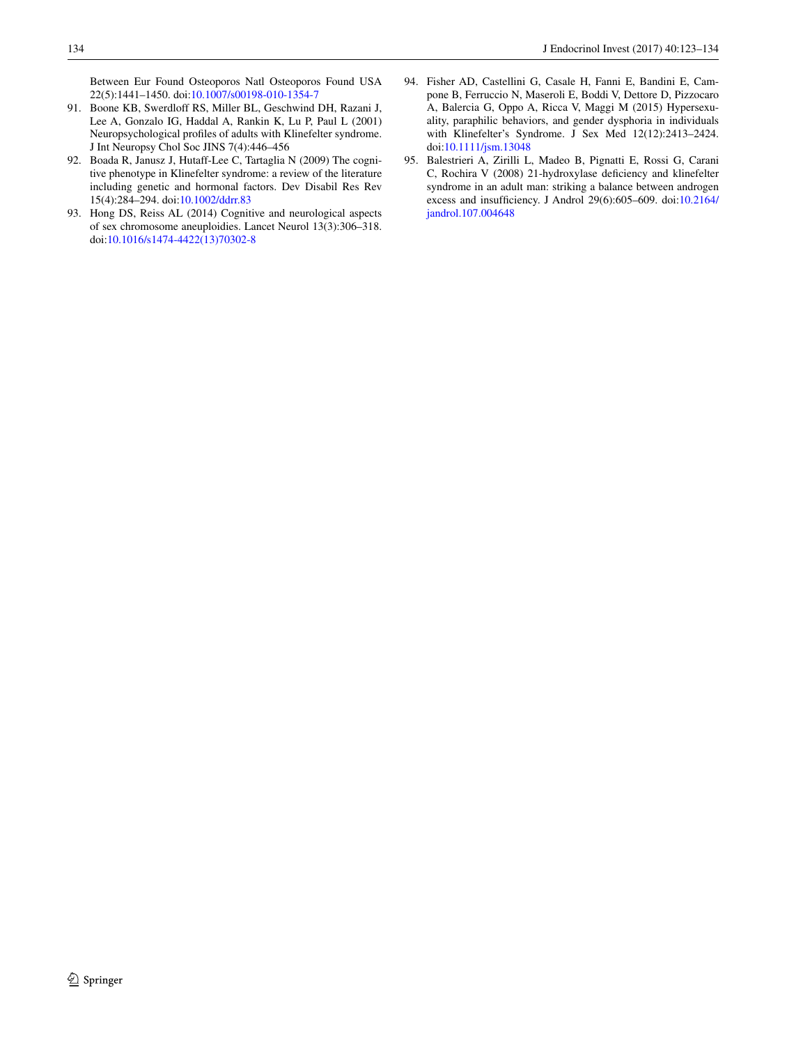Between Eur Found Osteoporos Natl Osteoporos Found USA 22(5):1441–1450. doi:10.1007/s00198-010-1354-7

91. Boone KB, Swerdloff RS, Miller BL, Geschwind DH, Razani J, Lee A, Gonzalo IG, Haddal A, Rankin K, Lu P, Paul L (2001) Neuropsychological profiles of adults with Klinefelter syndrome. J Int Neuropsy Chol Soc JINS 7(4):446–456
92. Boada R, Janusz J, Hutaff-Lee C, Tartaglia N (2009) The cognitive phenotype in Klinefelter syndrome: a review of the literature including genetic and hormonal factors. Dev Disabil Res Rev 15(4):284–294. doi:10.1002/ddrr.83
93. Hong DS, Reiss AL (2014) Cognitive and neurological aspects of sex chromosome aneuploidies. Lancet Neurol 13(3):306–318. doi:10.1016/s1474-4422(13)70302-8
94. Fisher AD, Castellini G, Casale H, Fanni E, Bandini E, Campone B, Ferruccio N, Maseroli E, Boddi V, Dettore D, Pizzocaro A, Balercia G, Oppo A, Ricca V, Maggi M (2015) Hypersexuality, paraphilic behaviors, and gender dysphoria in individuals with Klinefelter's Syndrome. J Sex Med 12(12):2413–2424. doi:10.1111/jsm.13048
95. Balestrieri A, Zirilli L, Madeo B, Pignatti E, Rossi G, Carani C, Rochira V (2008) 21-hydroxylase deficiency and klinefelter syndrome in an adult man: striking a balance between androgen excess and insufficiency. J Androl 29(6):605–609. doi:10.2164/jandrol.107.004648